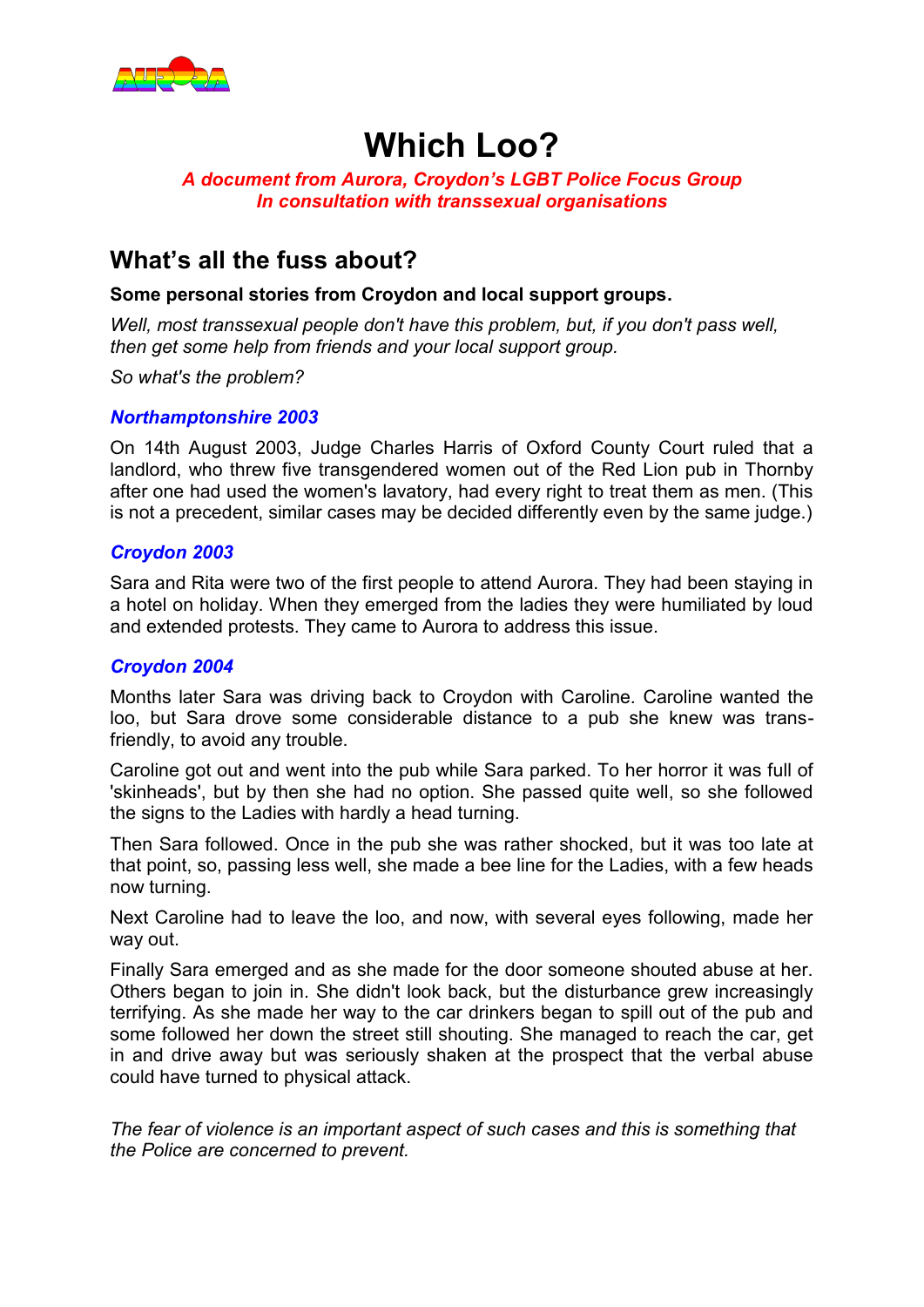# Which Loo?

***A document from Aurora, Croydon's LGBT Police Focus Group***
***In consultation with transsexual organisations***

## What's all the fuss about?

**Some personal stories from Croydon and local support groups.**

*Well, most transsexual people don't have this problem, but, if you don't pass well, then get some help from friends and your local support group.*

*So what's the problem?*

### *Northamptonshire 2003*

On 14th August 2003, Judge Charles Harris of Oxford County Court ruled that a landlord, who threw five transgendered women out of the Red Lion pub in Thornby after one had used the women's lavatory, had every right to treat them as men. (This is not a precedent, similar cases may be decided differently even by the same judge.)

### *Croydon 2003*

Sara and Rita were two of the first people to attend Aurora. They had been staying in a hotel on holiday. When they emerged from the ladies they were humiliated by loud and extended protests. They came to Aurora to address this issue.

### *Croydon 2004*

Months later Sara was driving back to Croydon with Caroline. Caroline wanted the loo, but Sara drove some considerable distance to a pub she knew was trans-friendly, to avoid any trouble.

Caroline got out and went into the pub while Sara parked. To her horror it was full of 'skinheads', but by then she had no option. She passed quite well, so she followed the signs to the Ladies with hardly a head turning.

Then Sara followed. Once in the pub she was rather shocked, but it was too late at that point, so, passing less well, she made a bee line for the Ladies, with a few heads now turning.

Next Caroline had to leave the loo, and now, with several eyes following, made her way out.

Finally Sara emerged and as she made for the door someone shouted abuse at her. Others began to join in. She didn't look back, but the disturbance grew increasingly terrifying. As she made her way to the car drinkers began to spill out of the pub and some followed her down the street still shouting. She managed to reach the car, get in and drive away but was seriously shaken at the prospect that the verbal abuse could have turned to physical attack.

*The fear of violence is an important aspect of such cases and this is something that the Police are concerned to prevent.*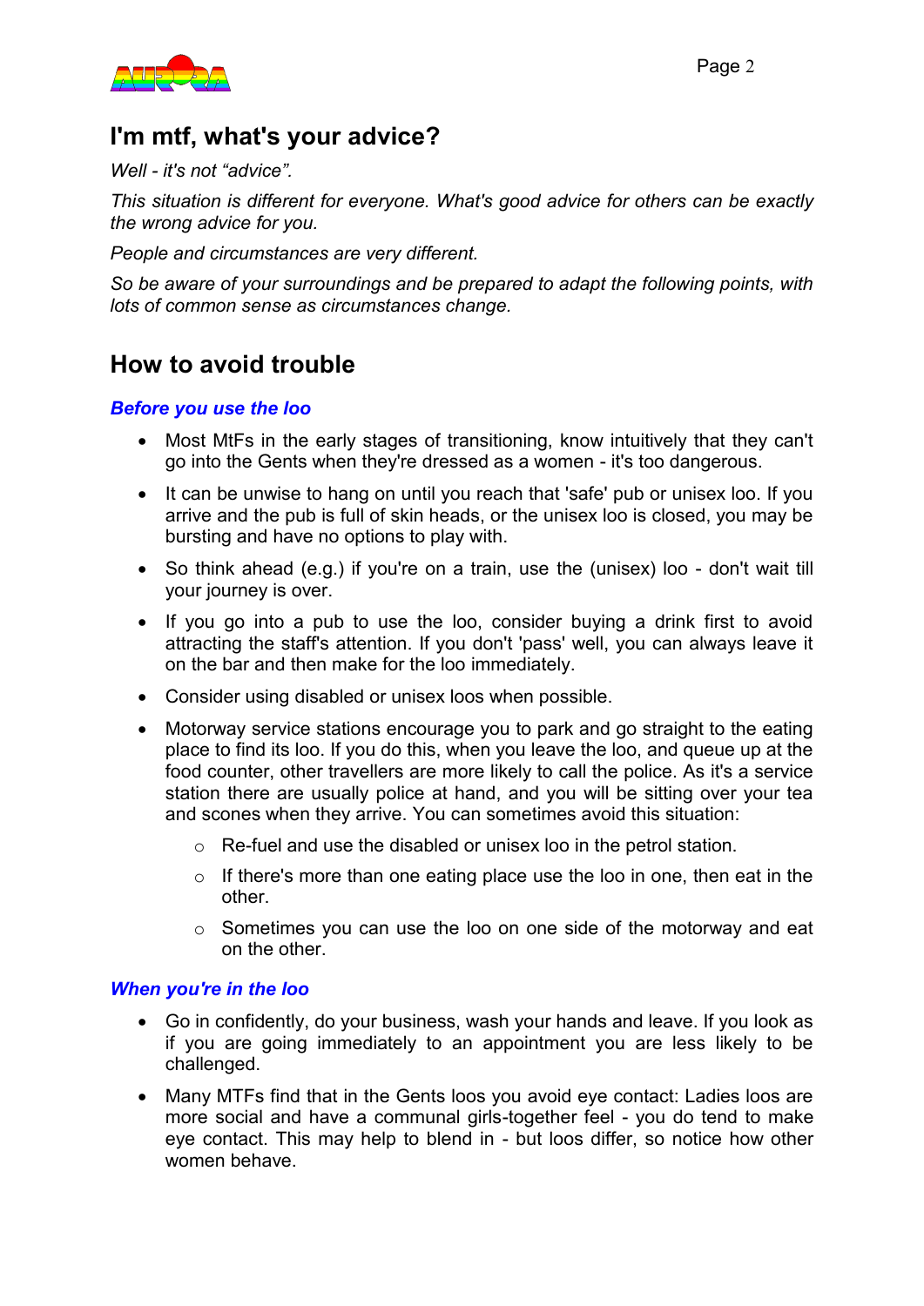## I'm mtf, what's your advice?

*Well - it's not "advice".*

*This situation is different for everyone. What's good advice for others can be exactly the wrong advice for you.*

*People and circumstances are very different.*

*So be aware of your surroundings and be prepared to adapt the following points, with lots of common sense as circumstances change.*

## How to avoid trouble

### *Before you use the loo*

- Most MtFs in the early stages of transitioning, know intuitively that they can't go into the Gents when they're dressed as a women - it's too dangerous.
- It can be unwise to hang on until you reach that 'safe' pub or unisex loo. If you arrive and the pub is full of skin heads, or the unisex loo is closed, you may be bursting and have no options to play with.
- So think ahead (e.g.) if you're on a train, use the (unisex) loo - don't wait till your journey is over.
- If you go into a pub to use the loo, consider buying a drink first to avoid attracting the staff's attention. If you don't 'pass' well, you can always leave it on the bar and then make for the loo immediately.
- Consider using disabled or unisex loos when possible.
- Motorway service stations encourage you to park and go straight to the eating place to find its loo. If you do this, when you leave the loo, and queue up at the food counter, other travellers are more likely to call the police. As it's a service station there are usually police at hand, and you will be sitting over your tea and scones when they arrive. You can sometimes avoid this situation:
  - Re-fuel and use the disabled or unisex loo in the petrol station.
  - If there's more than one eating place use the loo in one, then eat in the other.
  - Sometimes you can use the loo on one side of the motorway and eat on the other.

### *When you're in the loo*

- Go in confidently, do your business, wash your hands and leave. If you look as if you are going immediately to an appointment you are less likely to be challenged.
- Many MTFs find that in the Gents loos you avoid eye contact: Ladies loos are more social and have a communal girls-together feel - you do tend to make eye contact. This may help to blend in - but loos differ, so notice how other women behave.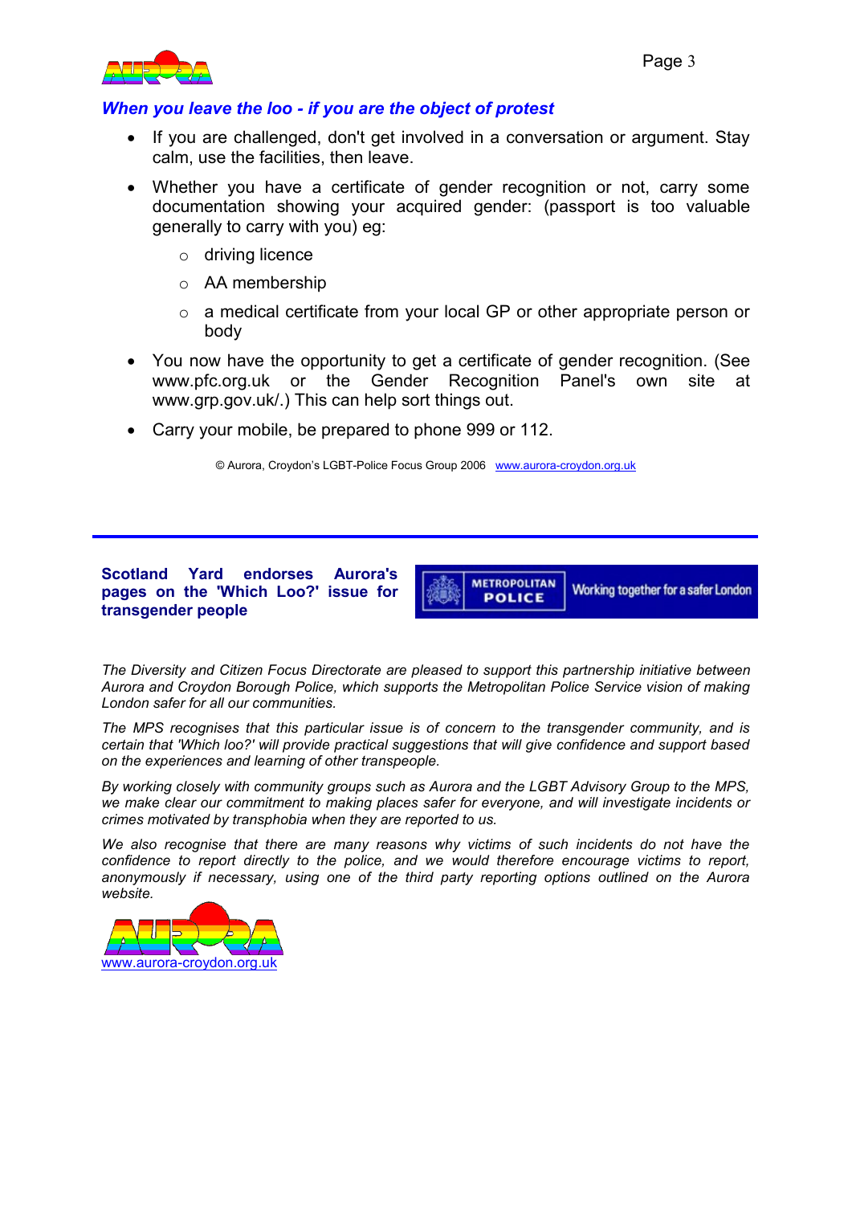### *When you leave the loo - if you are the object of protest*

- If you are challenged, don't get involved in a conversation or argument. Stay calm, use the facilities, then leave.
- Whether you have a certificate of gender recognition or not, carry some documentation showing your acquired gender: (passport is too valuable generally to carry with you) eg:
    - driving licence
    - AA membership
    - a medical certificate from your local GP or other appropriate person or body
- You now have the opportunity to get a certificate of gender recognition. (See www.pfc.org.uk or the Gender Recognition Panel's own site at www.grp.gov.uk/.) This can help sort things out.
- Carry your mobile, be prepared to phone 999 or 112.

© Aurora, Croydon's LGBT-Police Focus Group 2006 www.aurora-croydon.org.uk

---

**Scotland Yard endorses Aurora's pages on the 'Which Loo?' issue for transgender people**

METROPOLITAN POLICE Working together for a safer London

*The Diversity and Citizen Focus Directorate are pleased to support this partnership initiative between Aurora and Croydon Borough Police, which supports the Metropolitan Police Service vision of making London safer for all our communities.*

*The MPS recognises that this particular issue is of concern to the transgender community, and is certain that 'Which loo?' will provide practical suggestions that will give confidence and support based on the experiences and learning of other transpeople.*

*By working closely with community groups such as Aurora and the LGBT Advisory Group to the MPS, we make clear our commitment to making places safer for everyone, and will investigate incidents or crimes motivated by transphobia when they are reported to us.*

*We also recognise that there are many reasons why victims of such incidents do not have the confidence to report directly to the police, and we would therefore encourage victims to report, anonymously if necessary, using one of the third party reporting options outlined on the Aurora website.*

www.aurora-croydon.org.uk